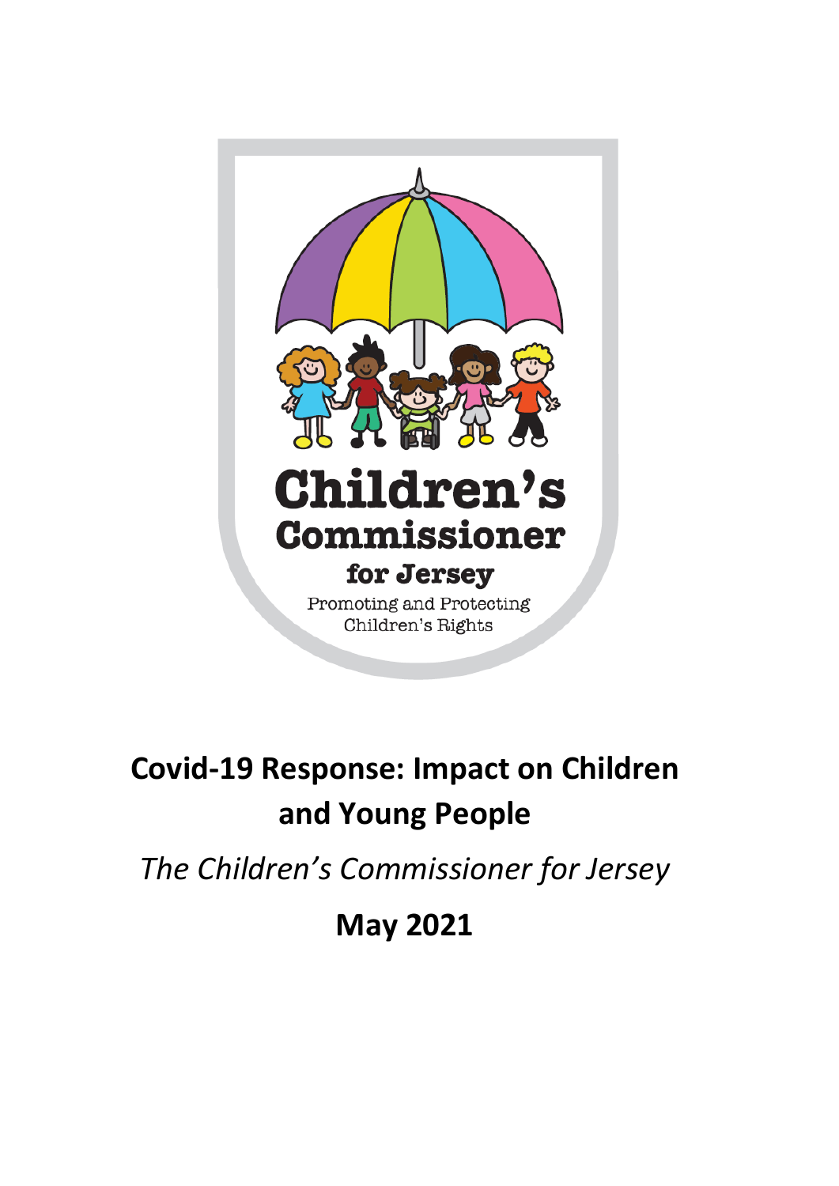Children's Commissioner for Jersey

Promoting and Protecting Children's Rights

# Covid-19 Response: Impact on Children and Young People

*The Children's Commissioner for Jersey*

**May 2021**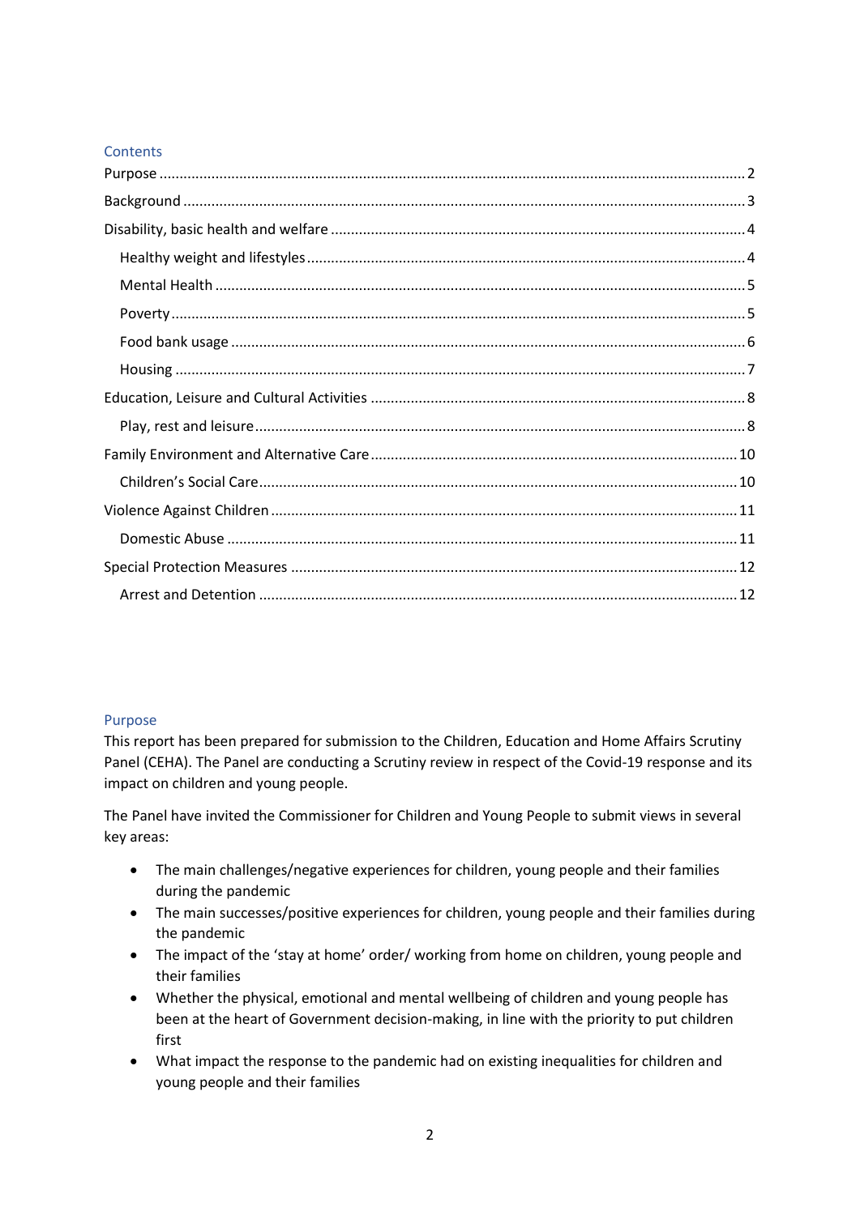## Contents

- Purpose ........ 2
- Background ........ 3
- Disability, basic health and welfare ........ 4
  - Healthy weight and lifestyles ........ 4
  - Mental Health ........ 5
  - Poverty ........ 5
  - Food bank usage ........ 6
  - Housing ........ 7
- Education, Leisure and Cultural Activities ........ 8
  - Play, rest and leisure ........ 8
- Family Environment and Alternative Care ........ 10
  - Children's Social Care ........ 10
- Violence Against Children ........ 11
  - Domestic Abuse ........ 11
- Special Protection Measures ........ 12
  - Arrest and Detention ........ 12

## Purpose

This report has been prepared for submission to the Children, Education and Home Affairs Scrutiny Panel (CEHA). The Panel are conducting a Scrutiny review in respect of the Covid-19 response and its impact on children and young people.

The Panel have invited the Commissioner for Children and Young People to submit views in several key areas:

- The main challenges/negative experiences for children, young people and their families during the pandemic
- The main successes/positive experiences for children, young people and their families during the pandemic
- The impact of the 'stay at home' order/ working from home on children, young people and their families
- Whether the physical, emotional and mental wellbeing of children and young people has been at the heart of Government decision-making, in line with the priority to put children first
- What impact the response to the pandemic had on existing inequalities for children and young people and their families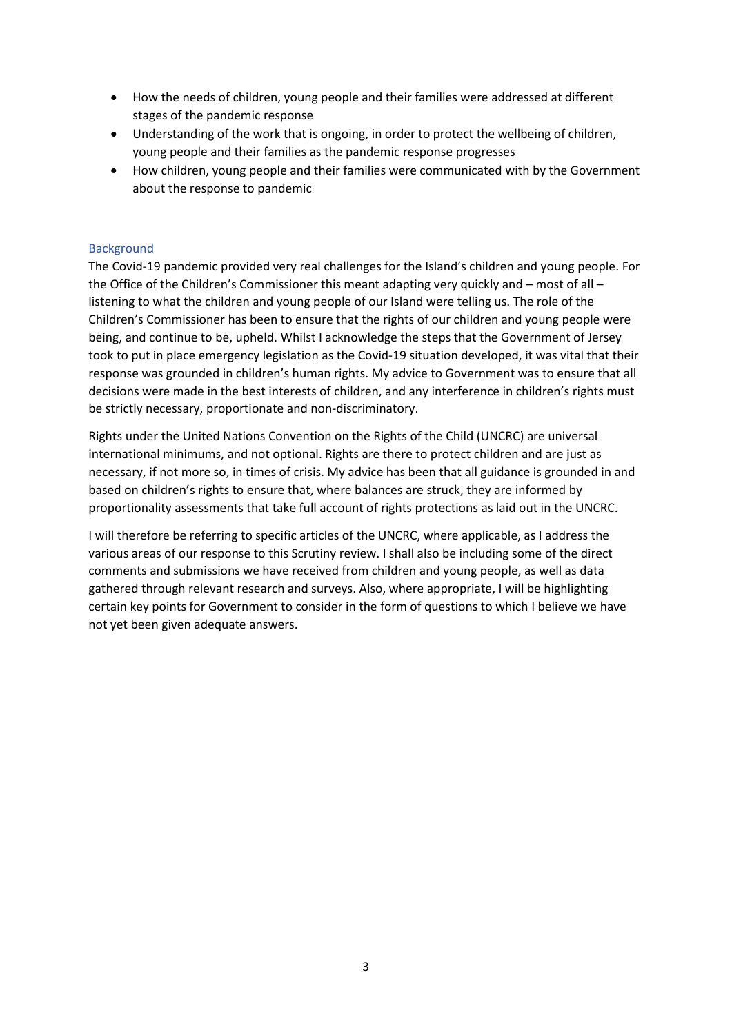- How the needs of children, young people and their families were addressed at different stages of the pandemic response
- Understanding of the work that is ongoing, in order to protect the wellbeing of children, young people and their families as the pandemic response progresses
- How children, young people and their families were communicated with by the Government about the response to pandemic

## Background

The Covid-19 pandemic provided very real challenges for the Island's children and young people. For the Office of the Children's Commissioner this meant adapting very quickly and – most of all – listening to what the children and young people of our Island were telling us. The role of the Children's Commissioner has been to ensure that the rights of our children and young people were being, and continue to be, upheld. Whilst I acknowledge the steps that the Government of Jersey took to put in place emergency legislation as the Covid-19 situation developed, it was vital that their response was grounded in children's human rights. My advice to Government was to ensure that all decisions were made in the best interests of children, and any interference in children's rights must be strictly necessary, proportionate and non-discriminatory.

Rights under the United Nations Convention on the Rights of the Child (UNCRC) are universal international minimums, and not optional. Rights are there to protect children and are just as necessary, if not more so, in times of crisis. My advice has been that all guidance is grounded in and based on children's rights to ensure that, where balances are struck, they are informed by proportionality assessments that take full account of rights protections as laid out in the UNCRC.

I will therefore be referring to specific articles of the UNCRC, where applicable, as I address the various areas of our response to this Scrutiny review. I shall also be including some of the direct comments and submissions we have received from children and young people, as well as data gathered through relevant research and surveys. Also, where appropriate, I will be highlighting certain key points for Government to consider in the form of questions to which I believe we have not yet been given adequate answers.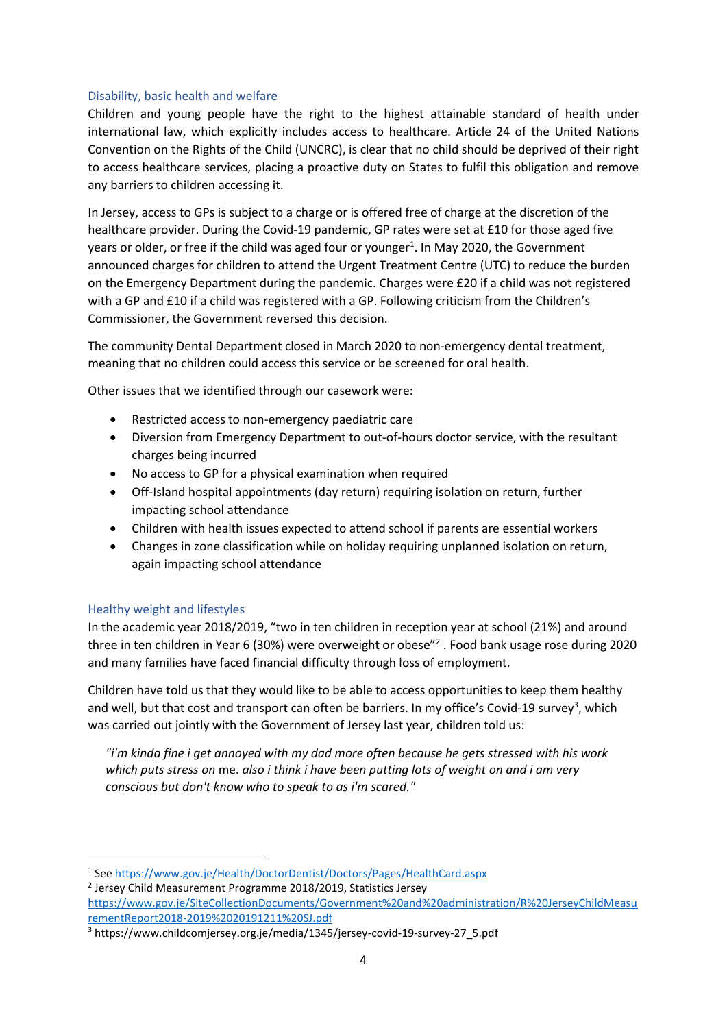## Disability, basic health and welfare

Children and young people have the right to the highest attainable standard of health under international law, which explicitly includes access to healthcare. Article 24 of the United Nations Convention on the Rights of the Child (UNCRC), is clear that no child should be deprived of their right to access healthcare services, placing a proactive duty on States to fulfil this obligation and remove any barriers to children accessing it.

In Jersey, access to GPs is subject to a charge or is offered free of charge at the discretion of the healthcare provider. During the Covid-19 pandemic, GP rates were set at £10 for those aged five years or older, or free if the child was aged four or younger[1]. In May 2020, the Government announced charges for children to attend the Urgent Treatment Centre (UTC) to reduce the burden on the Emergency Department during the pandemic. Charges were £20 if a child was not registered with a GP and £10 if a child was registered with a GP. Following criticism from the Children's Commissioner, the Government reversed this decision.

The community Dental Department closed in March 2020 to non-emergency dental treatment, meaning that no children could access this service or be screened for oral health.

Other issues that we identified through our casework were:

- Restricted access to non-emergency paediatric care
- Diversion from Emergency Department to out-of-hours doctor service, with the resultant charges being incurred
- No access to GP for a physical examination when required
- Off-Island hospital appointments (day return) requiring isolation on return, further impacting school attendance
- Children with health issues expected to attend school if parents are essential workers
- Changes in zone classification while on holiday requiring unplanned isolation on return, again impacting school attendance

## Healthy weight and lifestyles

In the academic year 2018/2019, "two in ten children in reception year at school (21%) and around three in ten children in Year 6 (30%) were overweight or obese"[2] . Food bank usage rose during 2020 and many families have faced financial difficulty through loss of employment.

Children have told us that they would like to be able to access opportunities to keep them healthy and well, but that cost and transport can often be barriers. In my office's Covid-19 survey[3], which was carried out jointly with the Government of Jersey last year, children told us:

> *"i'm kinda fine i get annoyed with my dad more often because he gets stressed with his work which puts stress on* me. *also i think i have been putting lots of weight on and i am very conscious but don't know who to speak to as i'm scared."*

---

[1] See https://www.gov.je/Health/DoctorDentist/Doctors/Pages/HealthCard.aspx

[2] Jersey Child Measurement Programme 2018/2019, Statistics Jersey https://www.gov.je/SiteCollectionDocuments/Government%20and%20administration/R%20JerseyChildMeasurementReport2018-2019%2020191211%20SJ.pdf

[3] https://www.childcomjersey.org.je/media/1345/jersey-covid-19-survey-27_5.pdf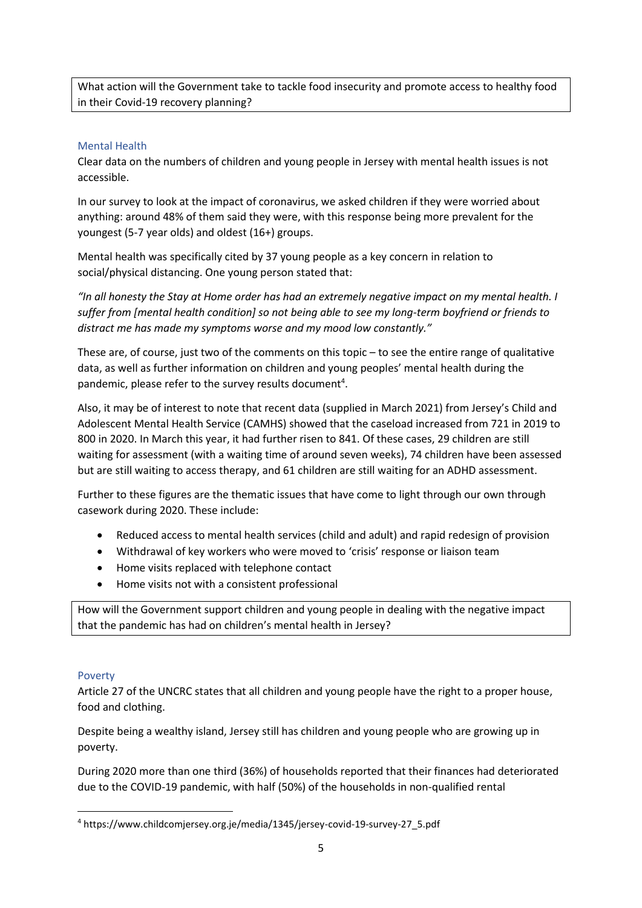What action will the Government take to tackle food insecurity and promote access to healthy food in their Covid-19 recovery planning?

### Mental Health

Clear data on the numbers of children and young people in Jersey with mental health issues is not accessible.

In our survey to look at the impact of coronavirus, we asked children if they were worried about anything: around 48% of them said they were, with this response being more prevalent for the youngest (5-7 year olds) and oldest (16+) groups.

Mental health was specifically cited by 37 young people as a key concern in relation to social/physical distancing. One young person stated that:

*"In all honesty the Stay at Home order has had an extremely negative impact on my mental health. I suffer from [mental health condition] so not being able to see my long-term boyfriend or friends to distract me has made my symptoms worse and my mood low constantly."*

These are, of course, just two of the comments on this topic – to see the entire range of qualitative data, as well as further information on children and young peoples' mental health during the pandemic, please refer to the survey results document[4].

Also, it may be of interest to note that recent data (supplied in March 2021) from Jersey's Child and Adolescent Mental Health Service (CAMHS) showed that the caseload increased from 721 in 2019 to 800 in 2020. In March this year, it had further risen to 841. Of these cases, 29 children are still waiting for assessment (with a waiting time of around seven weeks), 74 children have been assessed but are still waiting to access therapy, and 61 children are still waiting for an ADHD assessment.

Further to these figures are the thematic issues that have come to light through our own through casework during 2020. These include:

- Reduced access to mental health services (child and adult) and rapid redesign of provision
- Withdrawal of key workers who were moved to 'crisis' response or liaison team
- Home visits replaced with telephone contact
- Home visits not with a consistent professional

How will the Government support children and young people in dealing with the negative impact that the pandemic has had on children's mental health in Jersey?

### Poverty

Article 27 of the UNCRC states that all children and young people have the right to a proper house, food and clothing.

Despite being a wealthy island, Jersey still has children and young people who are growing up in poverty.

During 2020 more than one third (36%) of households reported that their finances had deteriorated due to the COVID-19 pandemic, with half (50%) of the households in non-qualified rental

[4] https://www.childcomjersey.org.je/media/1345/jersey-covid-19-survey-27_5.pdf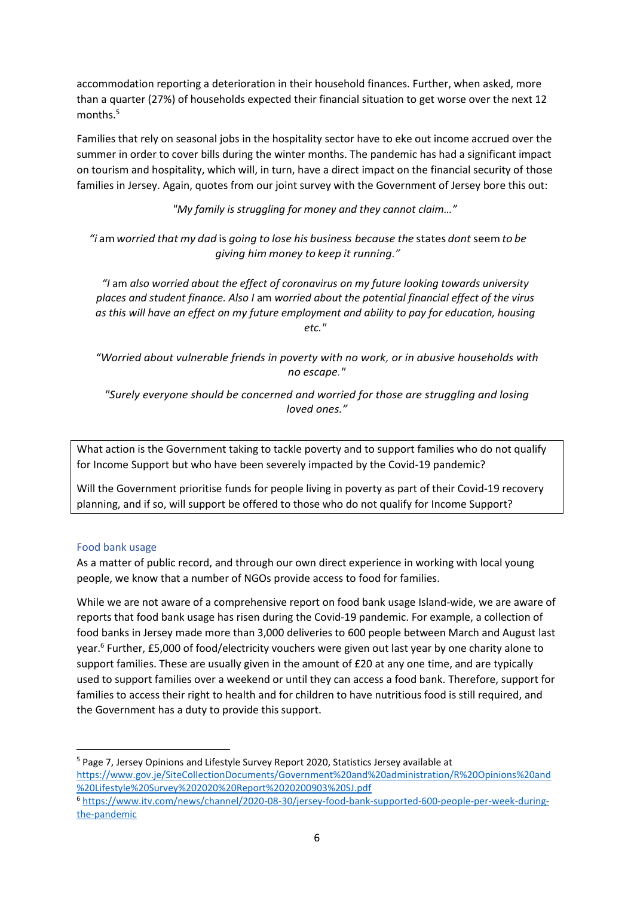accommodation reporting a deterioration in their household finances. Further, when asked, more than a quarter (27%) of households expected their financial situation to get worse over the next 12 months.[5]

Families that rely on seasonal jobs in the hospitality sector have to eke out income accrued over the summer in order to cover bills during the winter months. The pandemic has had a significant impact on tourism and hospitality, which will, in turn, have a direct impact on the financial security of those families in Jersey. Again, quotes from our joint survey with the Government of Jersey bore this out:

*"My family is struggling for money and they cannot claim…"*

*"i am worried that my dad is going to lose his business because the states dont seem to be giving him money to keep it running."*

*"I am also worried about the effect of coronavirus on my future looking towards university places and student finance. Also I am worried about the potential financial effect of the virus as this will have an effect on my future employment and ability to pay for education, housing etc."*

*"Worried about vulnerable friends in poverty with no work, or in abusive households with no escape."*

*"Surely everyone should be concerned and worried for those are struggling and losing loved ones."*

> What action is the Government taking to tackle poverty and to support families who do not qualify for Income Support but who have been severely impacted by the Covid-19 pandemic?
>
> Will the Government prioritise funds for people living in poverty as part of their Covid-19 recovery planning, and if so, will support be offered to those who do not qualify for Income Support?

### Food bank usage

As a matter of public record, and through our own direct experience in working with local young people, we know that a number of NGOs provide access to food for families.

While we are not aware of a comprehensive report on food bank usage Island-wide, we are aware of reports that food bank usage has risen during the Covid-19 pandemic. For example, a collection of food banks in Jersey made more than 3,000 deliveries to 600 people between March and August last year.[6] Further, £5,000 of food/electricity vouchers were given out last year by one charity alone to support families. These are usually given in the amount of £20 at any one time, and are typically used to support families over a weekend or until they can access a food bank. Therefore, support for families to access their right to health and for children to have nutritious food is still required, and the Government has a duty to provide this support.

---

[5] Page 7, Jersey Opinions and Lifestyle Survey Report 2020, Statistics Jersey available at https://www.gov.je/SiteCollectionDocuments/Government%20and%20administration/R%20Opinions%20and%20Lifestyle%20Survey%202020%20Report%2020200903%20SJ.pdf

[6] https://www.itv.com/news/channel/2020-08-30/jersey-food-bank-supported-600-people-per-week-during-the-pandemic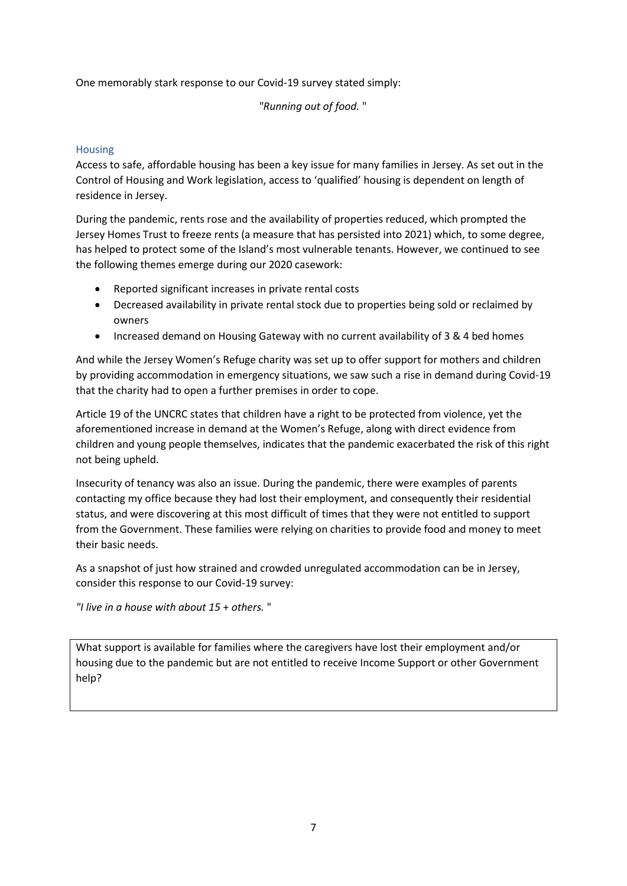One memorably stark response to our Covid-19 survey stated simply:

*"Running out of food.* "

### Housing

Access to safe, affordable housing has been a key issue for many families in Jersey. As set out in the Control of Housing and Work legislation, access to 'qualified' housing is dependent on length of residence in Jersey.

During the pandemic, rents rose and the availability of properties reduced, which prompted the Jersey Homes Trust to freeze rents (a measure that has persisted into 2021) which, to some degree, has helped to protect some of the Island's most vulnerable tenants. However, we continued to see the following themes emerge during our 2020 casework:

- Reported significant increases in private rental costs
- Decreased availability in private rental stock due to properties being sold or reclaimed by owners
- Increased demand on Housing Gateway with no current availability of 3 & 4 bed homes

And while the Jersey Women's Refuge charity was set up to offer support for mothers and children by providing accommodation in emergency situations, we saw such a rise in demand during Covid-19 that the charity had to open a further premises in order to cope.

Article 19 of the UNCRC states that children have a right to be protected from violence, yet the aforementioned increase in demand at the Women's Refuge, along with direct evidence from children and young people themselves, indicates that the pandemic exacerbated the risk of this right not being upheld.

Insecurity of tenancy was also an issue. During the pandemic, there were examples of parents contacting my office because they had lost their employment, and consequently their residential status, and were discovering at this most difficult of times that they were not entitled to support from the Government. These families were relying on charities to provide food and money to meet their basic needs.

As a snapshot of just how strained and crowded unregulated accommodation can be in Jersey, consider this response to our Covid-19 survey:

*"I live in a house with about 15 + others.* "

> What support is available for families where the caregivers have lost their employment and/or housing due to the pandemic but are not entitled to receive Income Support or other Government help?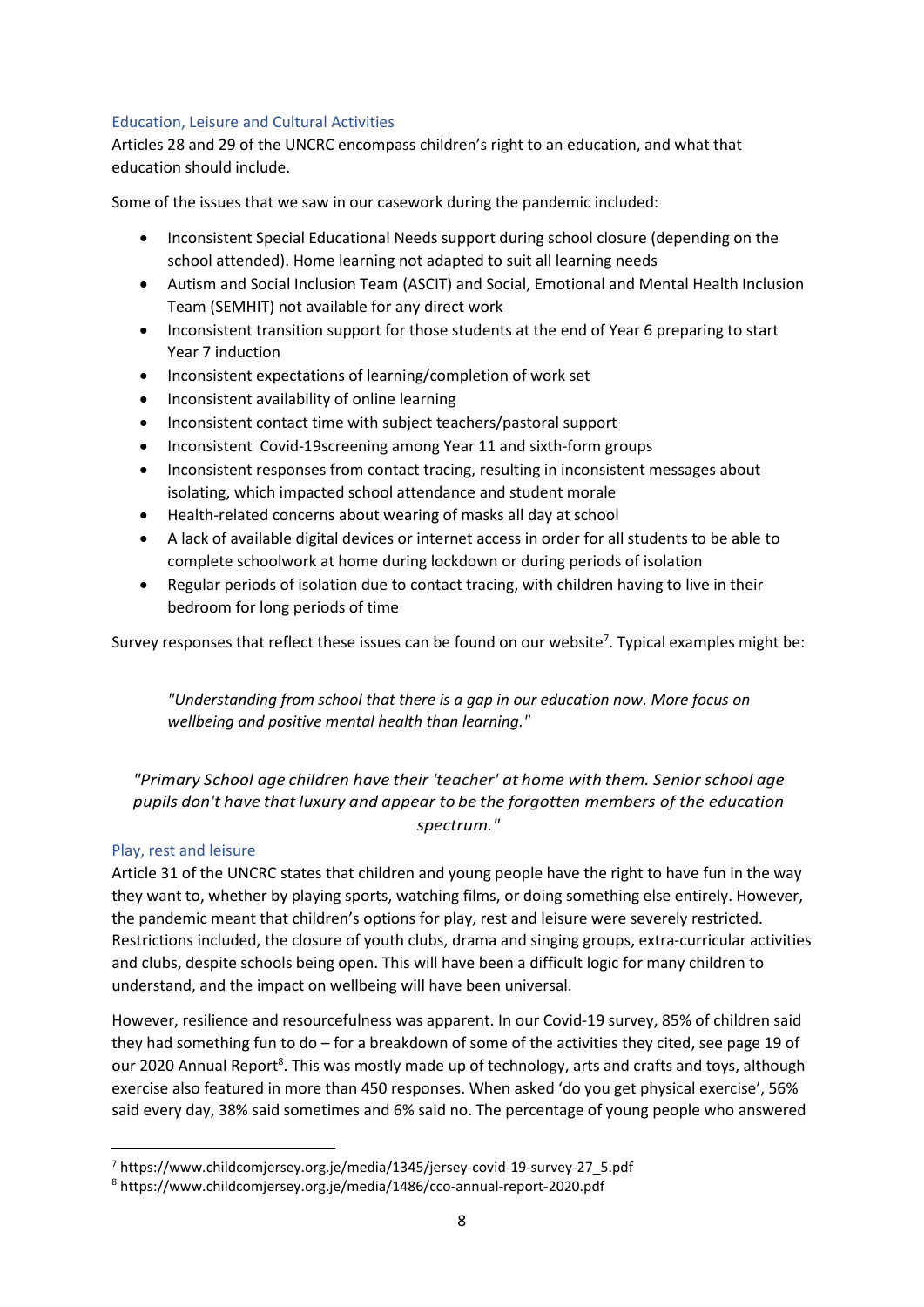### Education, Leisure and Cultural Activities

Articles 28 and 29 of the UNCRC encompass children's right to an education, and what that education should include.

Some of the issues that we saw in our casework during the pandemic included:

- Inconsistent Special Educational Needs support during school closure (depending on the school attended). Home learning not adapted to suit all learning needs
- Autism and Social Inclusion Team (ASCIT) and Social, Emotional and Mental Health Inclusion Team (SEMHIT) not available for any direct work
- Inconsistent transition support for those students at the end of Year 6 preparing to start Year 7 induction
- Inconsistent expectations of learning/completion of work set
- Inconsistent availability of online learning
- Inconsistent contact time with subject teachers/pastoral support
- Inconsistent Covid-19screening among Year 11 and sixth-form groups
- Inconsistent responses from contact tracing, resulting in inconsistent messages about isolating, which impacted school attendance and student morale
- Health-related concerns about wearing of masks all day at school
- A lack of available digital devices or internet access in order for all students to be able to complete schoolwork at home during lockdown or during periods of isolation
- Regular periods of isolation due to contact tracing, with children having to live in their bedroom for long periods of time

Survey responses that reflect these issues can be found on our website[7]. Typical examples might be:

> *"Understanding from school that there is a gap in our education now. More focus on wellbeing and positive mental health than learning."*

> *"Primary School age children have their 'teacher' at home with them. Senior school age pupils don't have that luxury and appear to be the forgotten members of the education spectrum."*

### Play, rest and leisure

Article 31 of the UNCRC states that children and young people have the right to have fun in the way they want to, whether by playing sports, watching films, or doing something else entirely. However, the pandemic meant that children's options for play, rest and leisure were severely restricted. Restrictions included, the closure of youth clubs, drama and singing groups, extra-curricular activities and clubs, despite schools being open. This will have been a difficult logic for many children to understand, and the impact on wellbeing will have been universal.

However, resilience and resourcefulness was apparent. In our Covid-19 survey, 85% of children said they had something fun to do – for a breakdown of some of the activities they cited, see page 19 of our 2020 Annual Report[8]. This was mostly made up of technology, arts and crafts and toys, although exercise also featured in more than 450 responses. When asked 'do you get physical exercise', 56% said every day, 38% said sometimes and 6% said no. The percentage of young people who answered

---

[7] https://www.childcomjersey.org.je/media/1345/jersey-covid-19-survey-27_5.pdf

[8] https://www.childcomjersey.org.je/media/1486/cco-annual-report-2020.pdf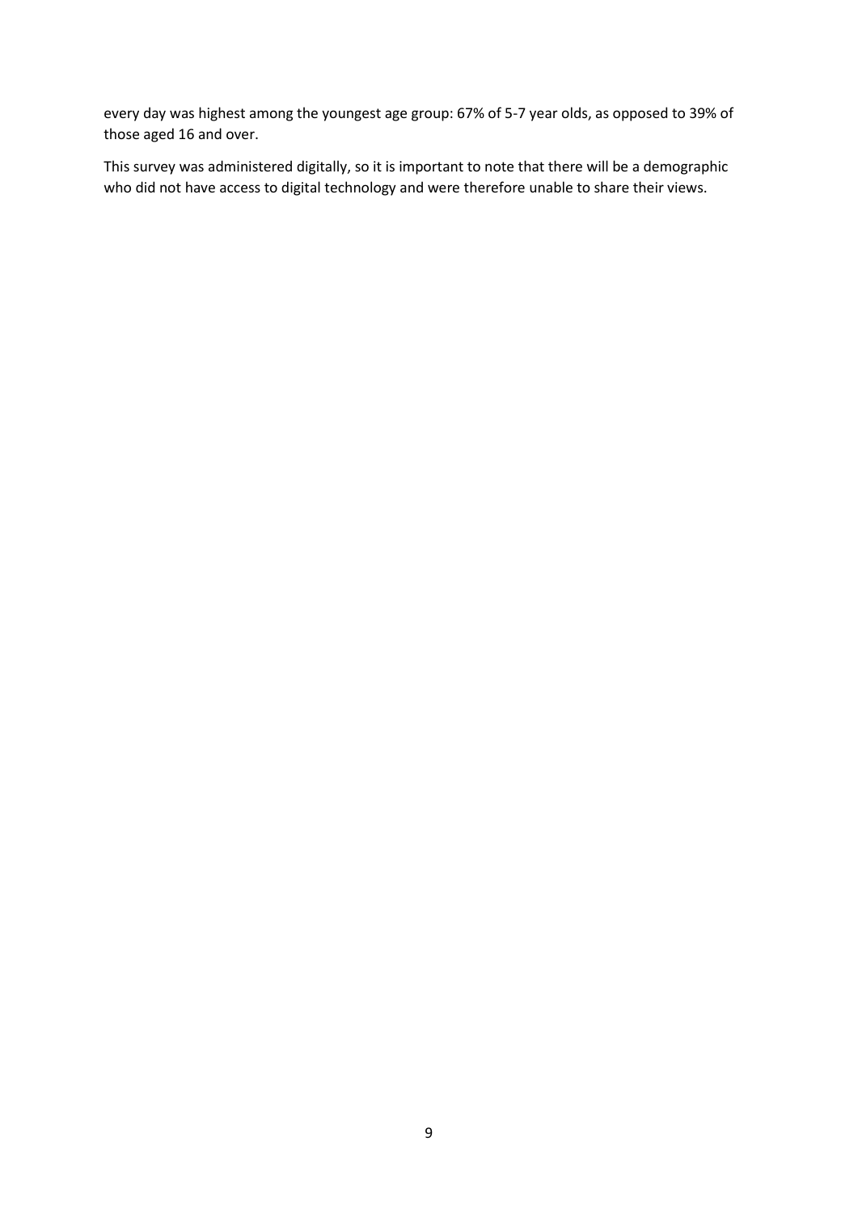every day was highest among the youngest age group: 67% of 5-7 year olds, as opposed to 39% of those aged 16 and over.

This survey was administered digitally, so it is important to note that there will be a demographic who did not have access to digital technology and were therefore unable to share their views.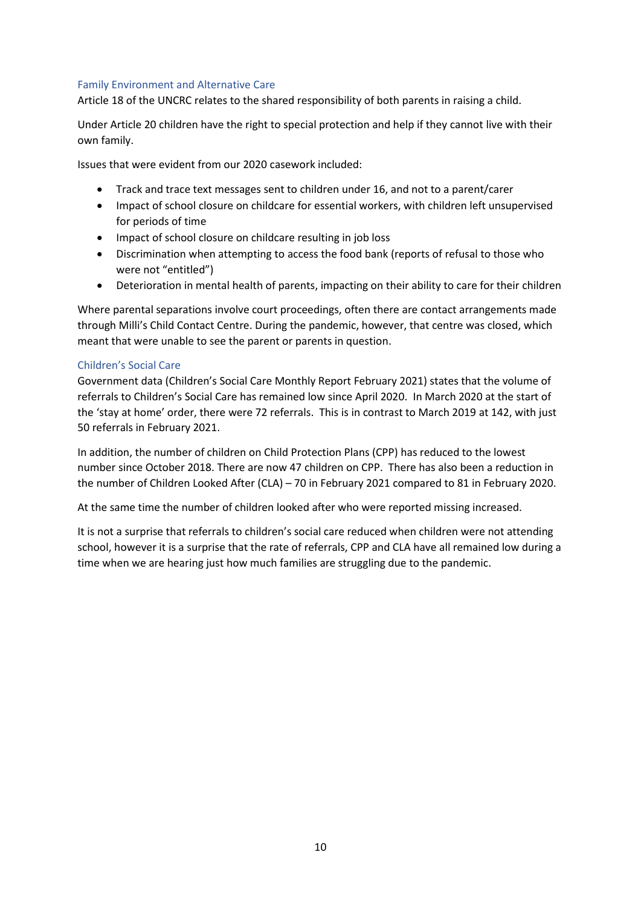### Family Environment and Alternative Care

Article 18 of the UNCRC relates to the shared responsibility of both parents in raising a child.

Under Article 20 children have the right to special protection and help if they cannot live with their own family.

Issues that were evident from our 2020 casework included:

- Track and trace text messages sent to children under 16, and not to a parent/carer
- Impact of school closure on childcare for essential workers, with children left unsupervised for periods of time
- Impact of school closure on childcare resulting in job loss
- Discrimination when attempting to access the food bank (reports of refusal to those who were not "entitled")
- Deterioration in mental health of parents, impacting on their ability to care for their children

Where parental separations involve court proceedings, often there are contact arrangements made through Milli's Child Contact Centre. During the pandemic, however, that centre was closed, which meant that were unable to see the parent or parents in question.

### Children's Social Care

Government data (Children's Social Care Monthly Report February 2021) states that the volume of referrals to Children's Social Care has remained low since April 2020. In March 2020 at the start of the 'stay at home' order, there were 72 referrals. This is in contrast to March 2019 at 142, with just 50 referrals in February 2021.

In addition, the number of children on Child Protection Plans (CPP) has reduced to the lowest number since October 2018. There are now 47 children on CPP. There has also been a reduction in the number of Children Looked After (CLA) – 70 in February 2021 compared to 81 in February 2020.

At the same time the number of children looked after who were reported missing increased.

It is not a surprise that referrals to children's social care reduced when children were not attending school, however it is a surprise that the rate of referrals, CPP and CLA have all remained low during a time when we are hearing just how much families are struggling due to the pandemic.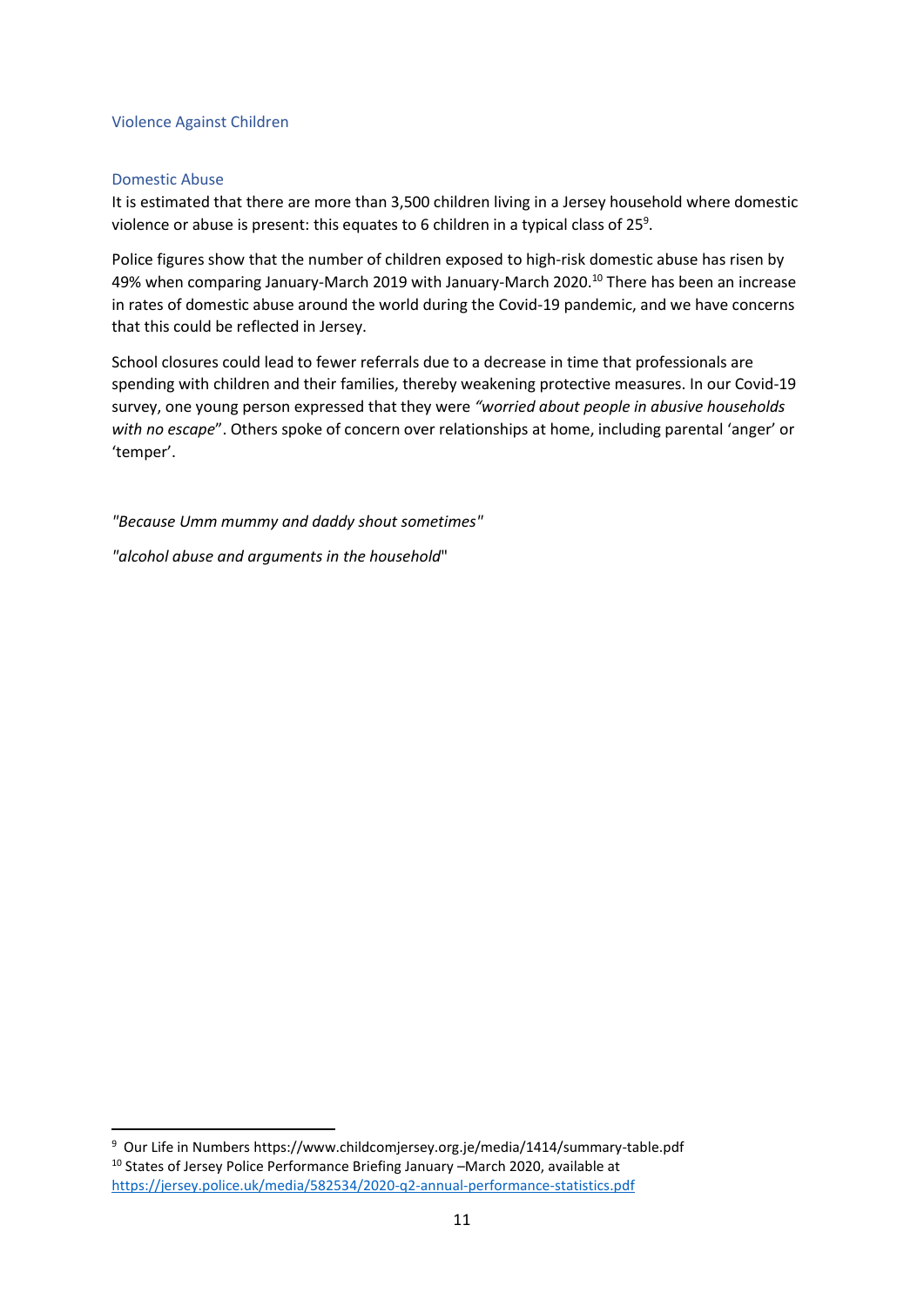## Violence Against Children

### Domestic Abuse

It is estimated that there are more than 3,500 children living in a Jersey household where domestic violence or abuse is present: this equates to 6 children in a typical class of 25[9].

Police figures show that the number of children exposed to high-risk domestic abuse has risen by 49% when comparing January-March 2019 with January-March 2020.[10] There has been an increase in rates of domestic abuse around the world during the Covid-19 pandemic, and we have concerns that this could be reflected in Jersey.

School closures could lead to fewer referrals due to a decrease in time that professionals are spending with children and their families, thereby weakening protective measures. In our Covid-19 survey, one young person expressed that they were *"worried about people in abusive households with no escape"*. Others spoke of concern over relationships at home, including parental 'anger' or 'temper'.

*"Because Umm mummy and daddy shout sometimes"*

*"alcohol abuse and arguments in the household"*

---

[9] Our Life in Numbers https://www.childcomjersey.org.je/media/1414/summary-table.pdf

[10] States of Jersey Police Performance Briefing January –March 2020, available at https://jersey.police.uk/media/582534/2020-q2-annual-performance-statistics.pdf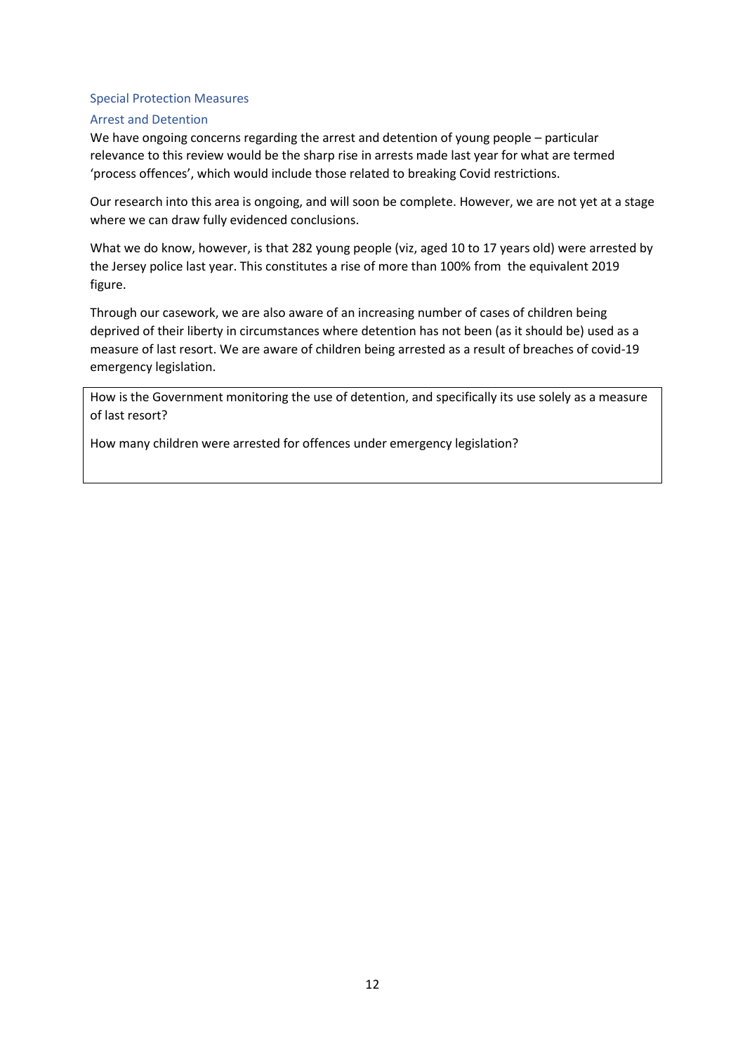## Special Protection Measures

### Arrest and Detention

We have ongoing concerns regarding the arrest and detention of young people – particular relevance to this review would be the sharp rise in arrests made last year for what are termed 'process offences', which would include those related to breaking Covid restrictions.

Our research into this area is ongoing, and will soon be complete. However, we are not yet at a stage where we can draw fully evidenced conclusions.

What we do know, however, is that 282 young people (viz, aged 10 to 17 years old) were arrested by the Jersey police last year. This constitutes a rise of more than 100% from the equivalent 2019 figure.

Through our casework, we are also aware of an increasing number of cases of children being deprived of their liberty in circumstances where detention has not been (as it should be) used as a measure of last resort. We are aware of children being arrested as a result of breaches of covid-19 emergency legislation.

> How is the Government monitoring the use of detention, and specifically its use solely as a measure of last resort?
>
> How many children were arrested for offences under emergency legislation?